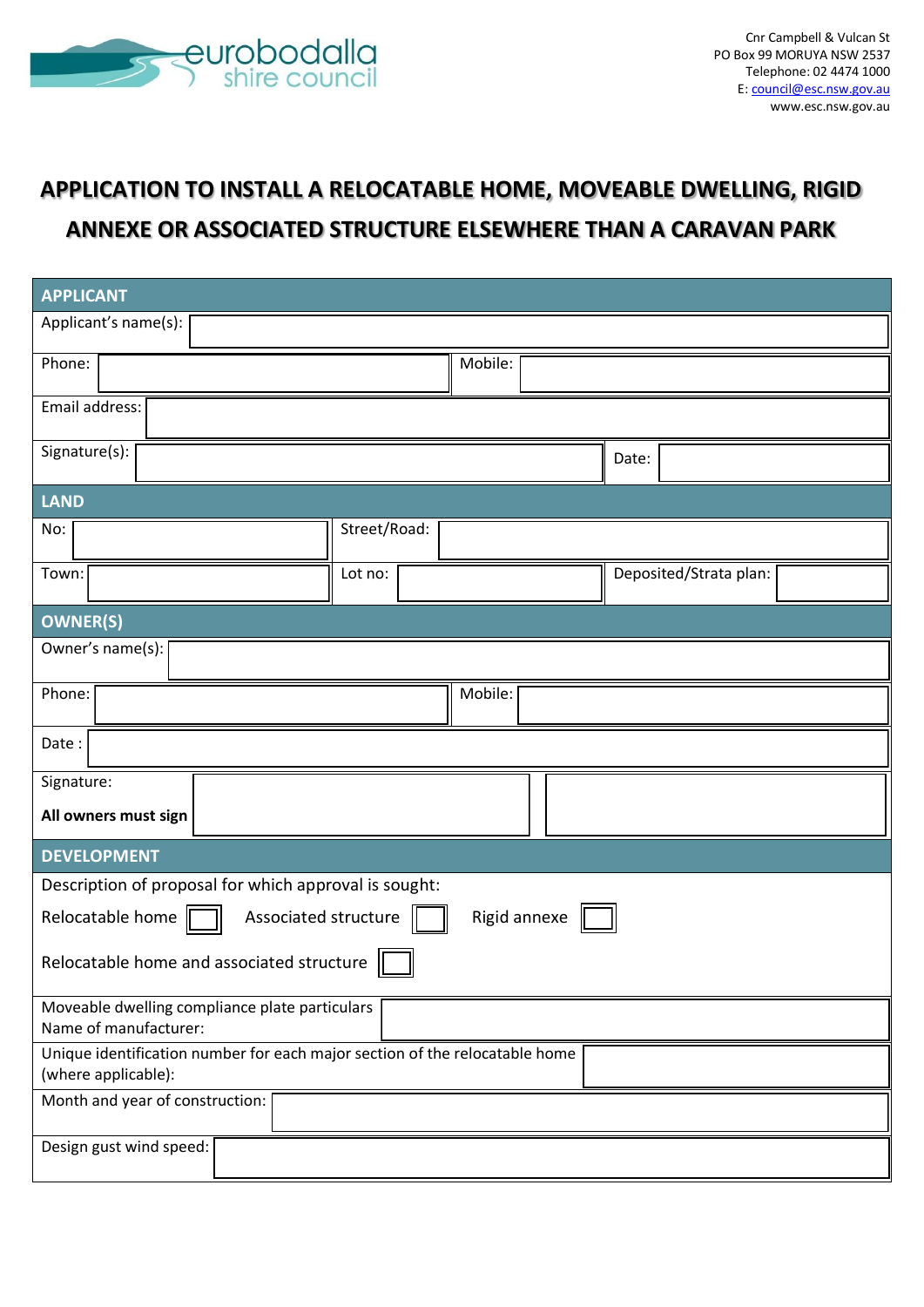eurobodalla shire council

Cnr Campbell & Vulcan St
PO Box 99 MORUYA NSW 2537
Telephone: 02 4474 1000
E: council@esc.nsw.gov.au
www.esc.nsw.gov.au

# APPLICATION TO INSTALL A RELOCATABLE HOME, MOVEABLE DWELLING, RIGID ANNEXE OR ASSOCIATED STRUCTURE ELSEWHERE THAN A CARAVAN PARK

## APPLICANT

| | | | |
|---|---|---|---|
| Applicant's name(s): | | | |
| Phone: | | Mobile: | |
| Email address: | | | |
| Signature(s): | | Date: | |

## LAND

| | | | | | |
|---|---|---|---|---|---|
| No: | | Street/Road: | | | |
| Town: | | Lot no: | | Deposited/Strata plan: | |

## OWNER(S)

| | | | |
|---|---|---|---|
| Owner's name(s): | | | |
| Phone: | | Mobile: | |
| Date : | | | |
| Signature: **All owners must sign** | | | |

## DEVELOPMENT

Description of proposal for which approval is sought:

Relocatable home ☐ Associated structure ☐ Rigid annexe ☐

Relocatable home and associated structure ☐

| | |
|---|---|
| Moveable dwelling compliance plate particulars Name of manufacturer: | |
| Unique identification number for each major section of the relocatable home (where applicable): | |
| Month and year of construction: | |
| Design gust wind speed: | |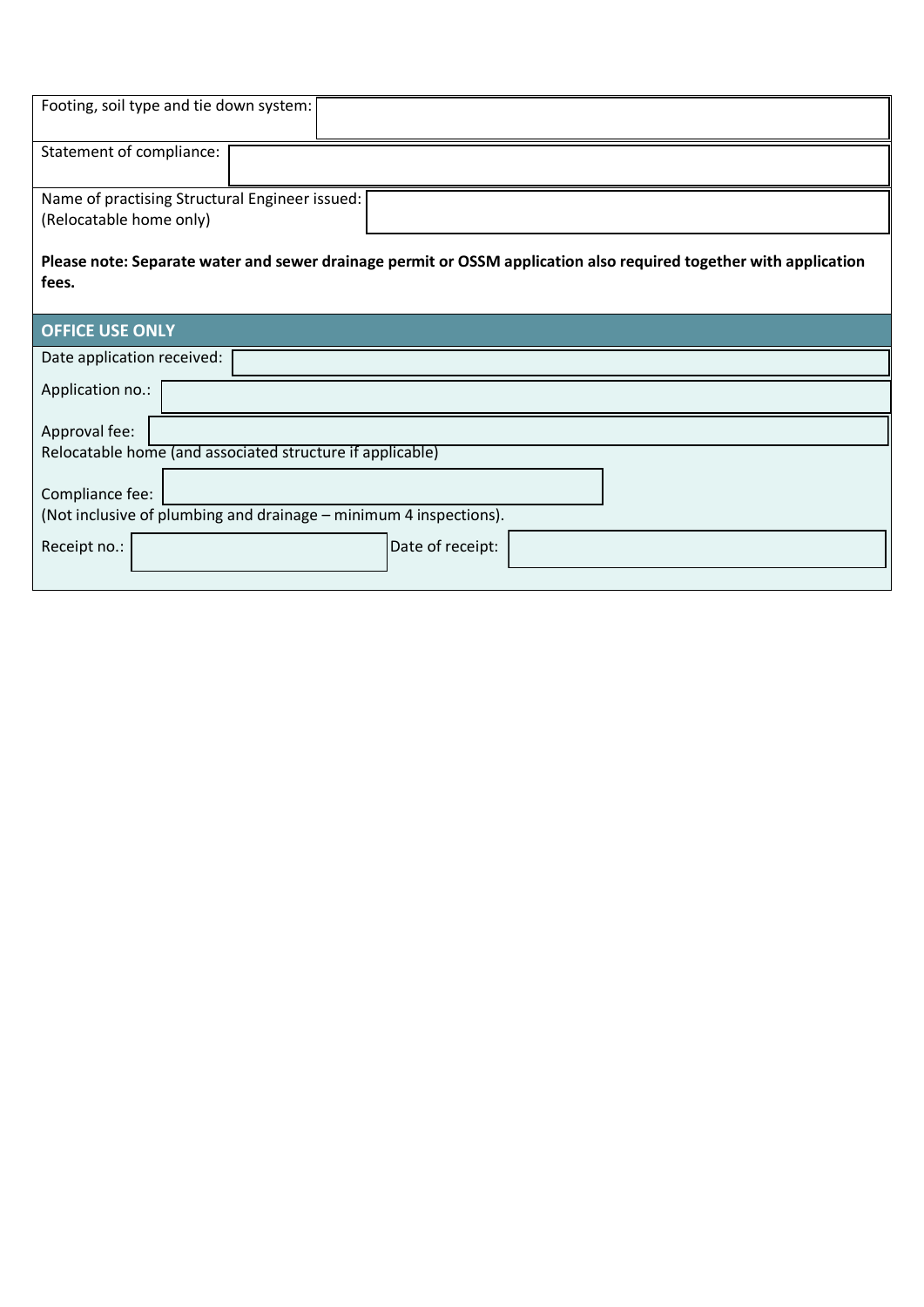Footing, soil type and tie down system:

Statement of compliance:

Name of practising Structural Engineer issued:
(Relocatable home only)

**Please note: Separate water and sewer drainage permit or OSSM application also required together with application fees.**

## OFFICE USE ONLY

Date application received:

Application no.:

Approval fee:
Relocatable home (and associated structure if applicable)

Compliance fee:
(Not inclusive of plumbing and drainage – minimum 4 inspections).

Receipt no.: Date of receipt: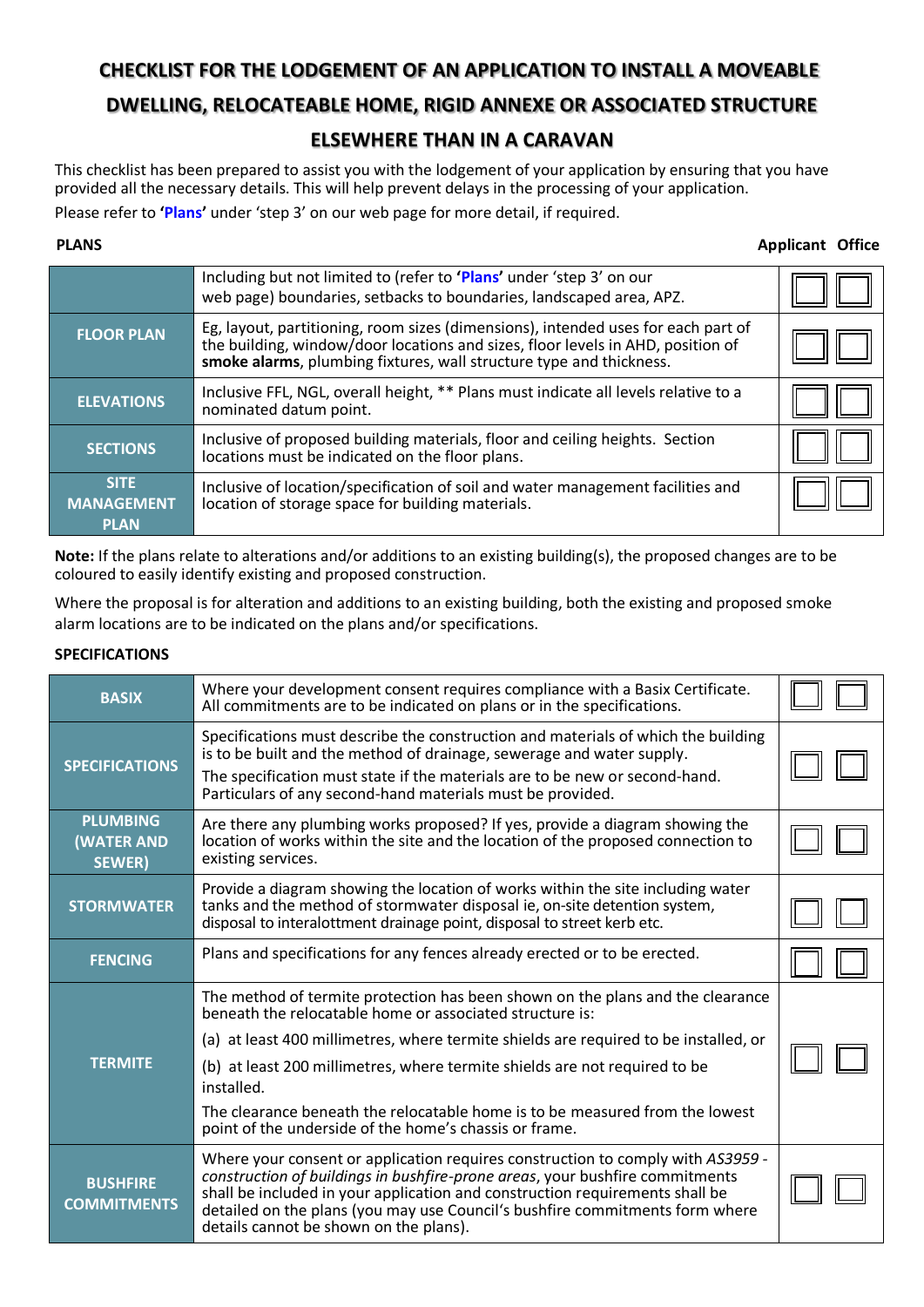# CHECKLIST FOR THE LODGEMENT OF AN APPLICATION TO INSTALL A MOVEABLE DWELLING, RELOCATEABLE HOME, RIGID ANNEXE OR ASSOCIATED STRUCTURE ELSEWHERE THAN IN A CARAVAN

This checklist has been prepared to assist you with the lodgement of your application by ensuring that you have provided all the necessary details. This will help prevent delays in the processing of your application.

Please refer to **'Plans'** under 'step 3' on our web page for more detail, if required.

**PLANS**

| | | Applicant | Office |
|---|---|---|---|
| | Including but not limited to (refer to **'Plans'** under 'step 3' on our web page) boundaries, setbacks to boundaries, landscaped area, APZ. | ☐ | ☐ |
| **FLOOR PLAN** | Eg, layout, partitioning, room sizes (dimensions), intended uses for each part of the building, window/door locations and sizes, floor levels in AHD, position of **smoke alarms**, plumbing fixtures, wall structure type and thickness. | ☐ | ☐ |
| **ELEVATIONS** | Inclusive FFL, NGL, overall height, ** Plans must indicate all levels relative to a nominated datum point. | ☐ | ☐ |
| **SECTIONS** | Inclusive of proposed building materials, floor and ceiling heights. Section locations must be indicated on the floor plans. | ☐ | ☐ |
| **SITE MANAGEMENT PLAN** | Inclusive of location/specification of soil and water management facilities and location of storage space for building materials. | ☐ | ☐ |

**Note:** If the plans relate to alterations and/or additions to an existing building(s), the proposed changes are to be coloured to easily identify existing and proposed construction.

Where the proposal is for alteration and additions to an existing building, both the existing and proposed smoke alarm locations are to be indicated on the plans and/or specifications.

**SPECIFICATIONS**

| | | Applicant | Office |
|---|---|---|---|
| **BASIX** | Where your development consent requires compliance with a Basix Certificate. All commitments are to be indicated on plans or in the specifications. | ☐ | ☐ |
| **SPECIFICATIONS** | Specifications must describe the construction and materials of which the building is to be built and the method of drainage, sewerage and water supply.<br>The specification must state if the materials are to be new or second-hand. Particulars of any second-hand materials must be provided. | ☐ | ☐ |
| **PLUMBING (WATER AND SEWER)** | Are there any plumbing works proposed? If yes, provide a diagram showing the location of works within the site and the location of the proposed connection to existing services. | ☐ | ☐ |
| **STORMWATER** | Provide a diagram showing the location of works within the site including water tanks and the method of stormwater disposal ie, on-site detention system, disposal to interallotment drainage point, disposal to street kerb etc. | ☐ | ☐ |
| **FENCING** | Plans and specifications for any fences already erected or to be erected. | ☐ | ☐ |
| **TERMITE** | The method of termite protection has been shown on the plans and the clearance beneath the relocatable home or associated structure is:<br>(a) at least 400 millimetres, where termite shields are required to be installed, or<br>(b) at least 200 millimetres, where termite shields are not required to be installed.<br>The clearance beneath the relocatable home is to be measured from the lowest point of the underside of the home's chassis or frame. | ☐ | ☐ |
| **BUSHFIRE COMMITMENTS** | Where your consent or application requires construction to comply with *AS3959 - construction of buildings in bushfire-prone areas*, your bushfire commitments shall be included in your application and construction requirements shall be detailed on the plans (you may use Council's bushfire commitments form where details cannot be shown on the plans). | ☐ | ☐ |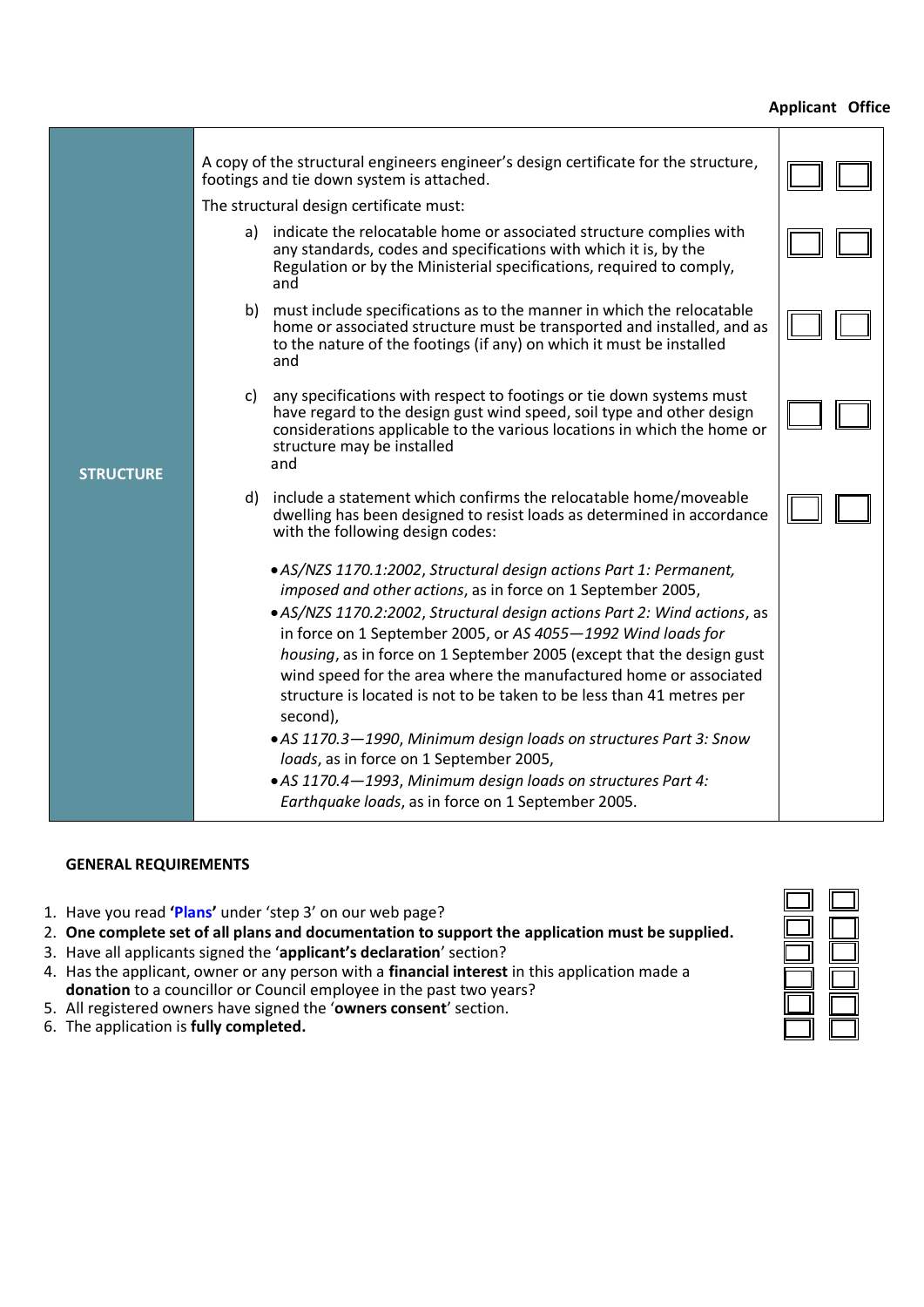| | | Applicant | Office |
|---|---|---|---|
| **STRUCTURE** | A copy of the structural engineers engineer's design certificate for the structure, footings and tie down system is attached. | ☐ | ☐ |
| | The structural design certificate must: | | |
| | a) indicate the relocatable home or associated structure complies with any standards, codes and specifications with which it is, by the Regulation or by the Ministerial specifications, required to comply, and | ☐ | ☐ |
| | b) must include specifications as to the manner in which the relocatable home or associated structure must be transported and installed, and as to the nature of the footings (if any) on which it must be installed and | ☐ | ☐ |
| | c) any specifications with respect to footings or tie down systems must have regard to the design gust wind speed, soil type and other design considerations applicable to the various locations in which the home or structure may be installed and | ☐ | ☐ |
| | d) include a statement which confirms the relocatable home/moveable dwelling has been designed to resist loads as determined in accordance with the following design codes: | ☐ | ☐ |
| | • *AS/NZS 1170.1:2002*, *Structural design actions Part 1: Permanent, imposed and other actions*, as in force on 1 September 2005,<br>• *AS/NZS 1170.2:2002*, *Structural design actions Part 2: Wind actions*, as in force on 1 September 2005, or *AS 4055—1992 Wind loads for housing*, as in force on 1 September 2005 (except that the design gust wind speed for the area where the manufactured home or associated structure is located is not to be taken to be less than 41 metres per second),<br>• *AS 1170.3—1990*, *Minimum design loads on structures Part 3: Snow loads*, as in force on 1 September 2005,<br>• *AS 1170.4—1993*, *Minimum design loads on structures Part 4: Earthquake loads*, as in force on 1 September 2005. | | |

**GENERAL REQUIREMENTS**

| | Applicant | Office |
|---|---|---|
| 1. Have you read **'Plans'** under 'step 3' on our web page? | ☐ | ☐ |
| 2. **One complete set of all plans and documentation to support the application must be supplied.** | ☐ | ☐ |
| 3. Have all applicants signed the '**applicant's declaration**' section? | ☐ | ☐ |
| 4. Has the applicant, owner or any person with a **financial interest** in this application made a **donation** to a councillor or Council employee in the past two years? | ☐ | ☐ |
| 5. All registered owners have signed the '**owners consent**' section. | ☐ | ☐ |
| 6. The application is **fully completed.** | ☐ | ☐ |